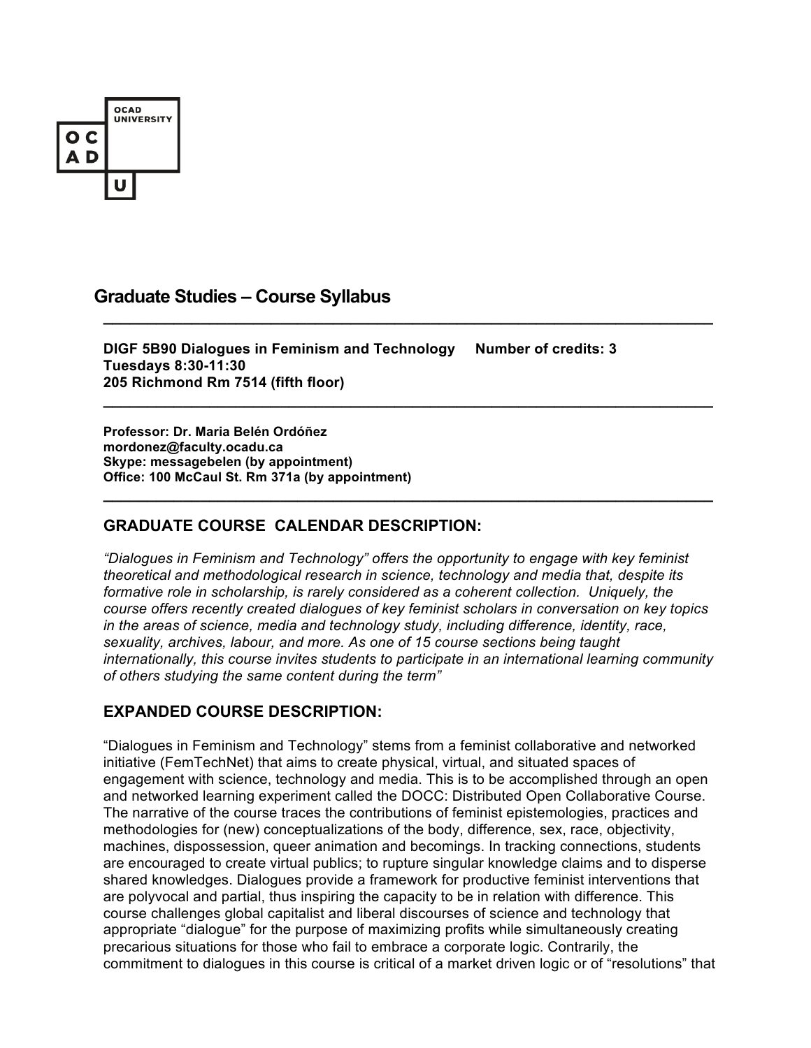OCAD UNIVERSITY

# Graduate Studies – Course Syllabus

---

**DIGF 5B90 Dialogues in Feminism and Technology Number of credits: 3**
**Tuesdays 8:30-11:30**
**205 Richmond Rm 7514 (fifth floor)**

---

**Professor: Dr. Maria Belén Ordóñez**
**mordonez@faculty.ocadu.ca**
**Skype: messagebelen (by appointment)**
**Office: 100 McCaul St. Rm 371a (by appointment)**

---

## GRADUATE COURSE CALENDAR DESCRIPTION:

*"Dialogues in Feminism and Technology" offers the opportunity to engage with key feminist theoretical and methodological research in science, technology and media that, despite its formative role in scholarship, is rarely considered as a coherent collection. Uniquely, the course offers recently created dialogues of key feminist scholars in conversation on key topics in the areas of science, media and technology study, including difference, identity, race, sexuality, archives, labour, and more. As one of 15 course sections being taught internationally, this course invites students to participate in an international learning community of others studying the same content during the term"*

## EXPANDED COURSE DESCRIPTION:

"Dialogues in Feminism and Technology" stems from a feminist collaborative and networked initiative (FemTechNet) that aims to create physical, virtual, and situated spaces of engagement with science, technology and media. This is to be accomplished through an open and networked learning experiment called the DOCC: Distributed Open Collaborative Course. The narrative of the course traces the contributions of feminist epistemologies, practices and methodologies for (new) conceptualizations of the body, difference, sex, race, objectivity, machines, dispossession, queer animation and becomings. In tracking connections, students are encouraged to create virtual publics; to rupture singular knowledge claims and to disperse shared knowledges. Dialogues provide a framework for productive feminist interventions that are polyvocal and partial, thus inspiring the capacity to be in relation with difference. This course challenges global capitalist and liberal discourses of science and technology that appropriate "dialogue" for the purpose of maximizing profits while simultaneously creating precarious situations for those who fail to embrace a corporate logic. Contrarily, the commitment to dialogues in this course is critical of a market driven logic or of "resolutions" that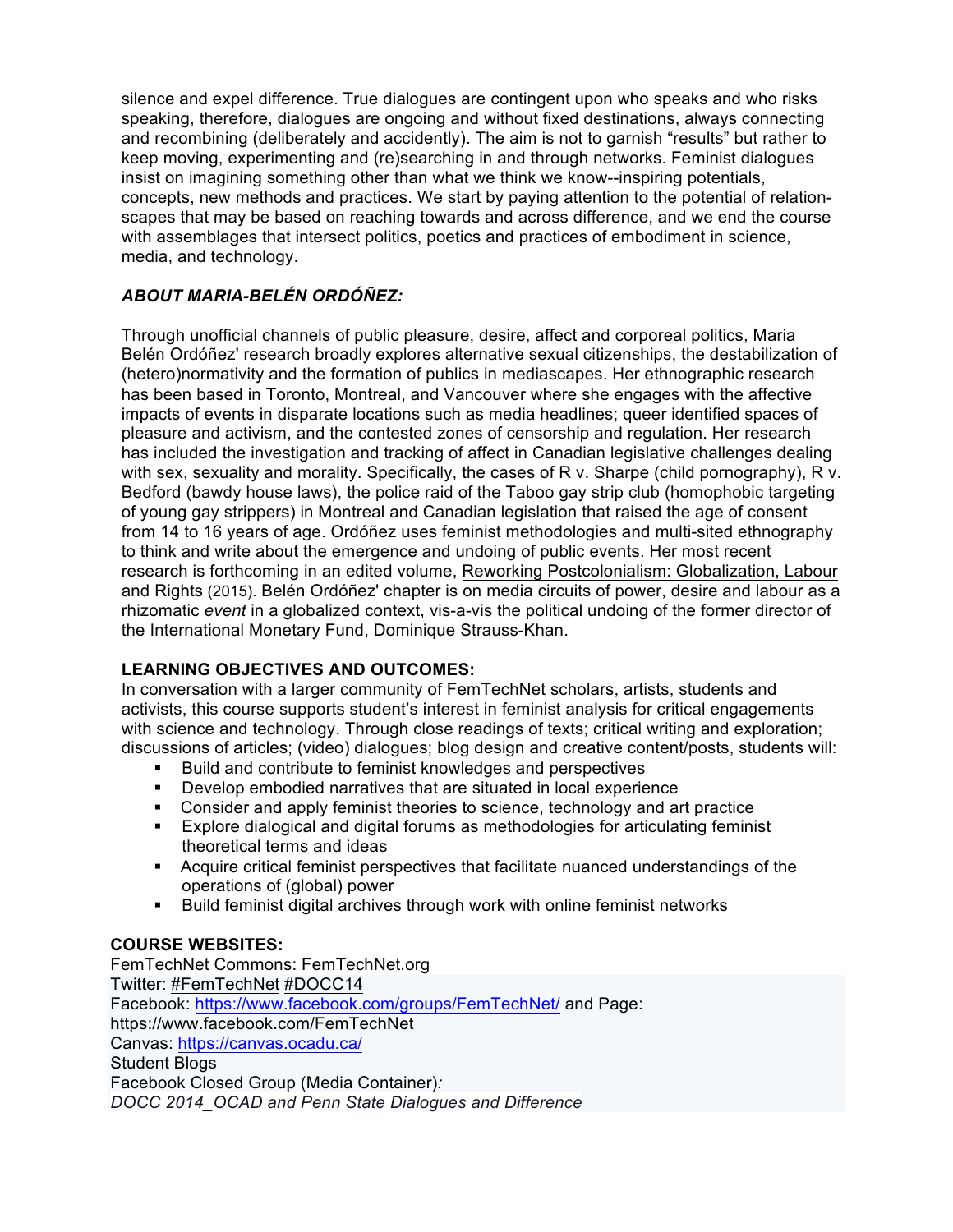silence and expel difference. True dialogues are contingent upon who speaks and who risks speaking, therefore, dialogues are ongoing and without fixed destinations, always connecting and recombining (deliberately and accidently). The aim is not to garnish "results" but rather to keep moving, experimenting and (re)searching in and through networks. Feminist dialogues insist on imagining something other than what we think we know--inspiring potentials, concepts, new methods and practices. We start by paying attention to the potential of relation-scapes that may be based on reaching towards and across difference, and we end the course with assemblages that intersect politics, poetics and practices of embodiment in science, media, and technology.

### *ABOUT MARIA-BELÉN ORDÓÑEZ:*

Through unofficial channels of public pleasure, desire, affect and corporeal politics, Maria Belén Ordóñez' research broadly explores alternative sexual citizenships, the destabilization of (hetero)normativity and the formation of publics in mediascapes. Her ethnographic research has been based in Toronto, Montreal, and Vancouver where she engages with the affective impacts of events in disparate locations such as media headlines; queer identified spaces of pleasure and activism, and the contested zones of censorship and regulation. Her research has included the investigation and tracking of affect in Canadian legislative challenges dealing with sex, sexuality and morality. Specifically, the cases of R v. Sharpe (child pornography), R v. Bedford (bawdy house laws), the police raid of the Taboo gay strip club (homophobic targeting of young gay strippers) in Montreal and Canadian legislation that raised the age of consent from 14 to 16 years of age. Ordóñez uses feminist methodologies and multi-sited ethnography to think and write about the emergence and undoing of public events. Her most recent research is forthcoming in an edited volume, Reworking Postcolonialism: Globalization, Labour and Rights (2015). Belén Ordóñez' chapter is on media circuits of power, desire and labour as a rhizomatic *event* in a globalized context, vis-a-vis the political undoing of the former director of the International Monetary Fund, Dominique Strauss-Khan.

### LEARNING OBJECTIVES AND OUTCOMES:

In conversation with a larger community of FemTechNet scholars, artists, students and activists, this course supports student's interest in feminist analysis for critical engagements with science and technology. Through close readings of texts; critical writing and exploration; discussions of articles; (video) dialogues; blog design and creative content/posts, students will:

- Build and contribute to feminist knowledges and perspectives
- Develop embodied narratives that are situated in local experience
- Consider and apply feminist theories to science, technology and art practice
- Explore dialogical and digital forums as methodologies for articulating feminist theoretical terms and ideas
- Acquire critical feminist perspectives that facilitate nuanced understandings of the operations of (global) power
- Build feminist digital archives through work with online feminist networks

### COURSE WEBSITES:

FemTechNet Commons: FemTechNet.org
Twitter: #FemTechNet #DOCC14
Facebook: https://www.facebook.com/groups/FemTechNet/ and Page: https://www.facebook.com/FemTechNet
Canvas: https://canvas.ocadu.ca/
Student Blogs
Facebook Closed Group (Media Container)*:*
*DOCC 2014_OCAD and Penn State Dialogues and Difference*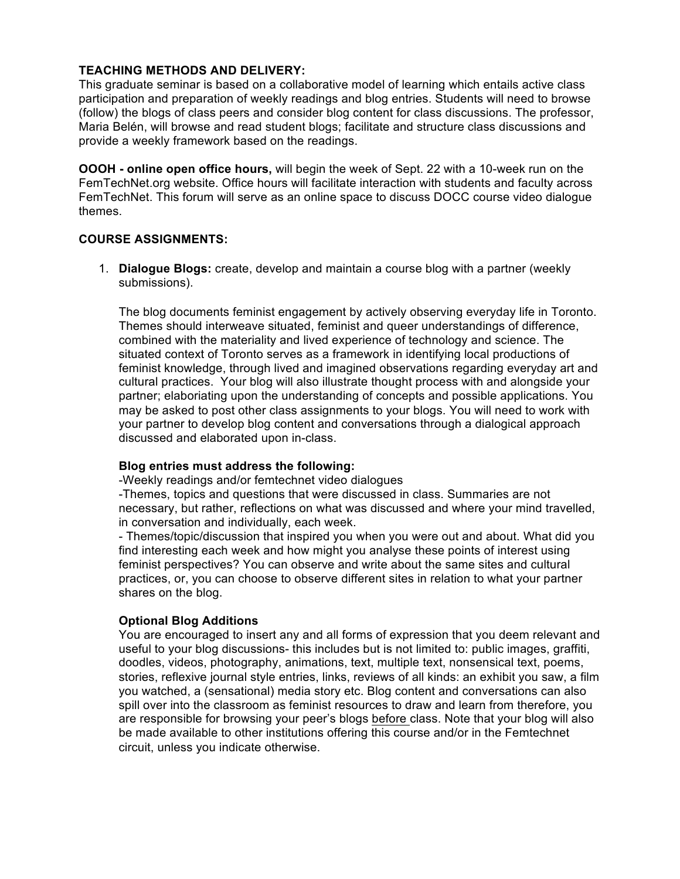**TEACHING METHODS AND DELIVERY:**
This graduate seminar is based on a collaborative model of learning which entails active class participation and preparation of weekly readings and blog entries. Students will need to browse (follow) the blogs of class peers and consider blog content for class discussions. The professor, Maria Belén, will browse and read student blogs; facilitate and structure class discussions and provide a weekly framework based on the readings.

**OOOH - online open office hours,** will begin the week of Sept. 22 with a 10-week run on the FemTechNet.org website. Office hours will facilitate interaction with students and faculty across FemTechNet. This forum will serve as an online space to discuss DOCC course video dialogue themes.

**COURSE ASSIGNMENTS:**

1. **Dialogue Blogs:** create, develop and maintain a course blog with a partner (weekly submissions).

   The blog documents feminist engagement by actively observing everyday life in Toronto. Themes should interweave situated, feminist and queer understandings of difference, combined with the materiality and lived experience of technology and science. The situated context of Toronto serves as a framework in identifying local productions of feminist knowledge, through lived and imagined observations regarding everyday art and cultural practices. Your blog will also illustrate thought process with and alongside your partner; elaborating upon the understanding of concepts and possible applications. You may be asked to post other class assignments to your blogs. You will need to work with your partner to develop blog content and conversations through a dialogical approach discussed and elaborated upon in-class.

   **Blog entries must address the following:**
   -Weekly readings and/or femtechnet video dialogues
   -Themes, topics and questions that were discussed in class. Summaries are not necessary, but rather, reflections on what was discussed and where your mind travelled, in conversation and individually, each week.
   - Themes/topic/discussion that inspired you when you were out and about. What did you find interesting each week and how might you analyse these points of interest using feminist perspectives? You can observe and write about the same sites and cultural practices, or, you can choose to observe different sites in relation to what your partner shares on the blog.

   **Optional Blog Additions**
   You are encouraged to insert any and all forms of expression that you deem relevant and useful to your blog discussions- this includes but is not limited to: public images, graffiti, doodles, videos, photography, animations, text, multiple text, nonsensical text, poems, stories, reflexive journal style entries, links, reviews of all kinds: an exhibit you saw, a film you watched, a (sensational) media story etc. Blog content and conversations can also spill over into the classroom as feminist resources to draw and learn from therefore, you are responsible for browsing your peer's blogs <u>before</u> class. Note that your blog will also be made available to other institutions offering this course and/or in the Femtechnet circuit, unless you indicate otherwise.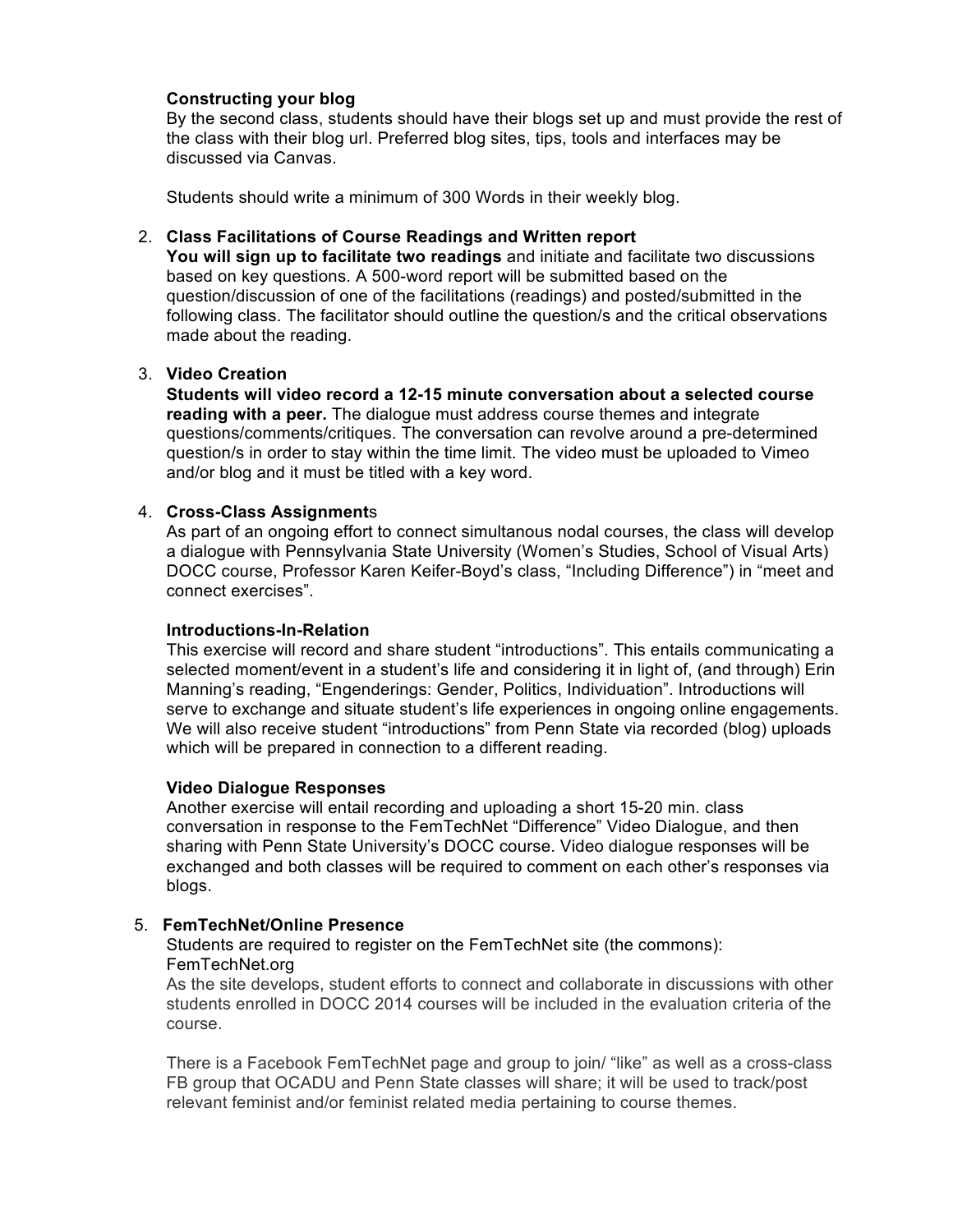**Constructing your blog**
By the second class, students should have their blogs set up and must provide the rest of the class with their blog url. Preferred blog sites, tips, tools and interfaces may be discussed via Canvas.

Students should write a minimum of 300 Words in their weekly blog.

2. **Class Facilitations of Course Readings and Written report**
   **You will sign up to facilitate two readings** and initiate and facilitate two discussions based on key questions. A 500-word report will be submitted based on the question/discussion of one of the facilitations (readings) and posted/submitted in the following class. The facilitator should outline the question/s and the critical observations made about the reading.

3. **Video Creation**
   **Students will video record a 12-15 minute conversation about a selected course reading with a peer.** The dialogue must address course themes and integrate questions/comments/critiques. The conversation can revolve around a pre-determined question/s in order to stay within the time limit. The video must be uploaded to Vimeo and/or blog and it must be titled with a key word.

4. **Cross-Class Assignment**s
   As part of an ongoing effort to connect simultanous nodal courses, the class will develop a dialogue with Pennsylvania State University (Women's Studies, School of Visual Arts) DOCC course, Professor Karen Keifer-Boyd's class, "Including Difference") in "meet and connect exercises".

   **Introductions-In-Relation**
   This exercise will record and share student "introductions". This entails communicating a selected moment/event in a student's life and considering it in light of, (and through) Erin Manning's reading, "Engenderings: Gender, Politics, Individuation". Introductions will serve to exchange and situate student's life experiences in ongoing online engagements. We will also receive student "introductions" from Penn State via recorded (blog) uploads which will be prepared in connection to a different reading.

   **Video Dialogue Responses**
   Another exercise will entail recording and uploading a short 15-20 min. class conversation in response to the FemTechNet "Difference" Video Dialogue, and then sharing with Penn State University's DOCC course. Video dialogue responses will be exchanged and both classes will be required to comment on each other's responses via blogs.

5. **FemTechNet/Online Presence**
   Students are required to register on the FemTechNet site (the commons): FemTechNet.org
   As the site develops, student efforts to connect and collaborate in discussions with other students enrolled in DOCC 2014 courses will be included in the evaluation criteria of the course.

   There is a Facebook FemTechNet page and group to join/ "like" as well as a cross-class FB group that OCADU and Penn State classes will share; it will be used to track/post relevant feminist and/or feminist related media pertaining to course themes.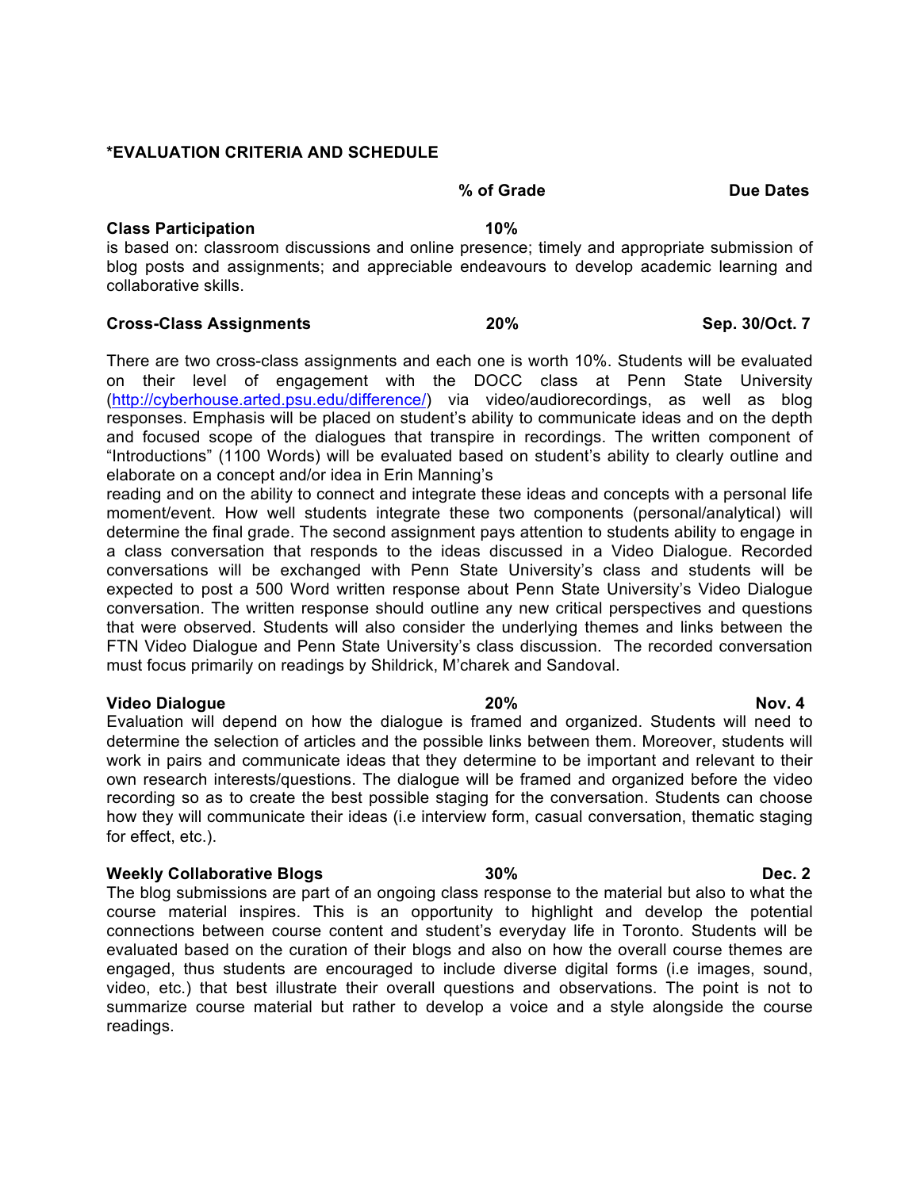**\*EVALUATION CRITERIA AND SCHEDULE**

| | **% of Grade** | **Due Dates** |
|---|---|---|
| **Class Participation** | **10%** | |

is based on: classroom discussions and online presence; timely and appropriate submission of blog posts and assignments; and appreciable endeavours to develop academic learning and collaborative skills.

| | | |
|---|---|---|
| **Cross-Class Assignments** | **20%** | **Sep. 30/Oct. 7** |

There are two cross-class assignments and each one is worth 10%. Students will be evaluated on their level of engagement with the DOCC class at Penn State University (http://cyberhouse.arted.psu.edu/difference/) via video/audiorecordings, as well as blog responses. Emphasis will be placed on student's ability to communicate ideas and on the depth and focused scope of the dialogues that transpire in recordings. The written component of "Introductions" (1100 Words) will be evaluated based on student's ability to clearly outline and elaborate on a concept and/or idea in Erin Manning's reading and on the ability to connect and integrate these ideas and concepts with a personal life moment/event. How well students integrate these two components (personal/analytical) will determine the final grade. The second assignment pays attention to students ability to engage in a class conversation that responds to the ideas discussed in a Video Dialogue. Recorded conversations will be exchanged with Penn State University's class and students will be expected to post a 500 Word written response about Penn State University's Video Dialogue conversation. The written response should outline any new critical perspectives and questions that were observed. Students will also consider the underlying themes and links between the FTN Video Dialogue and Penn State University's class discussion. The recorded conversation must focus primarily on readings by Shildrick, M'charek and Sandoval.

| | | |
|---|---|---|
| **Video Dialogue** | **20%** | **Nov. 4** |

Evaluation will depend on how the dialogue is framed and organized. Students will need to determine the selection of articles and the possible links between them. Moreover, students will work in pairs and communicate ideas that they determine to be important and relevant to their own research interests/questions. The dialogue will be framed and organized before the video recording so as to create the best possible staging for the conversation. Students can choose how they will communicate their ideas (i.e interview form, casual conversation, thematic staging for effect, etc.).

| | | |
|---|---|---|
| **Weekly Collaborative Blogs** | **30%** | **Dec. 2** |

The blog submissions are part of an ongoing class response to the material but also to what the course material inspires. This is an opportunity to highlight and develop the potential connections between course content and student's everyday life in Toronto. Students will be evaluated based on the curation of their blogs and also on how the overall course themes are engaged, thus students are encouraged to include diverse digital forms (i.e images, sound, video, etc.) that best illustrate their overall questions and observations. The point is not to summarize course material but rather to develop a voice and a style alongside the course readings.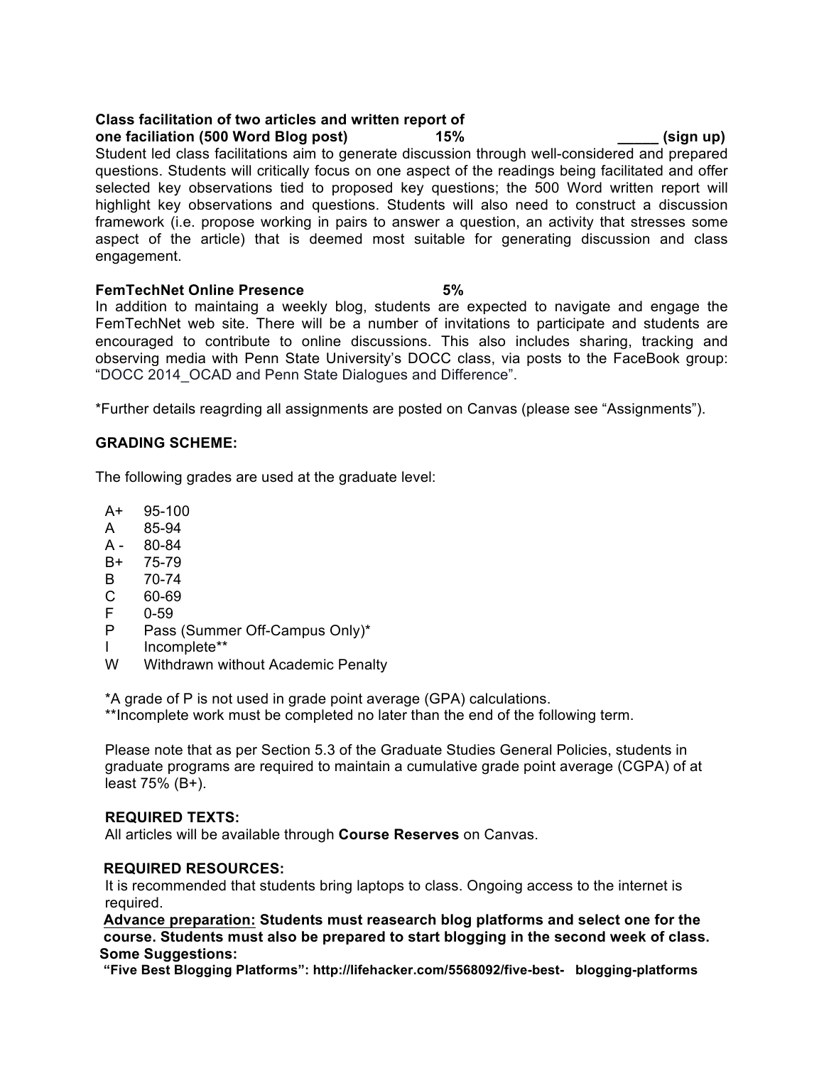**Class facilitation of two articles and written report of one faciliation (500 Word Blog post) 15% _____ (sign up)**

Student led class facilitations aim to generate discussion through well-considered and prepared questions. Students will critically focus on one aspect of the readings being facilitated and offer selected key observations tied to proposed key questions; the 500 Word written report will highlight key observations and questions. Students will also need to construct a discussion framework (i.e. propose working in pairs to answer a question, an activity that stresses some aspect of the article) that is deemed most suitable for generating discussion and class engagement.

**FemTechNet Online Presence 5%**

In addition to maintaining a weekly blog, students are expected to navigate and engage the FemTechNet web site. There will be a number of invitations to participate and students are encouraged to contribute to online discussions. This also includes sharing, tracking and observing media with Penn State University's DOCC class, via posts to the FaceBook group: "DOCC 2014_OCAD and Penn State Dialogues and Difference".

*Further details reagrding all assignments are posted on Canvas (please see "Assignments").

**GRADING SCHEME:**

The following grades are used at the graduate level:

| | |
|---|---|
| A+ | 95-100 |
| A | 85-94 |
| A - | 80-84 |
| B+ | 75-79 |
| B | 70-74 |
| C | 60-69 |
| F | 0-59 |
| P | Pass (Summer Off-Campus Only)* |
| I | Incomplete** |
| W | Withdrawn without Academic Penalty |

*A grade of P is not used in grade point average (GPA) calculations.
**Incomplete work must be completed no later than the end of the following term.

Please note that as per Section 5.3 of the Graduate Studies General Policies, students in graduate programs are required to maintain a cumulative grade point average (CGPA) of at least 75% (B+).

**REQUIRED TEXTS:**

All articles will be available through **Course Reserves** on Canvas.

**REQUIRED RESOURCES:**

It is recommended that students bring laptops to class. Ongoing access to the internet is required.

**<u>Advance preparation:</u> Students must reasearch blog platforms and select one for the course. Students must also be prepared to start blogging in the second week of class.**

**Some Suggestions:**

**"Five Best Blogging Platforms": http://lifehacker.com/5568092/five-best- blogging-platforms**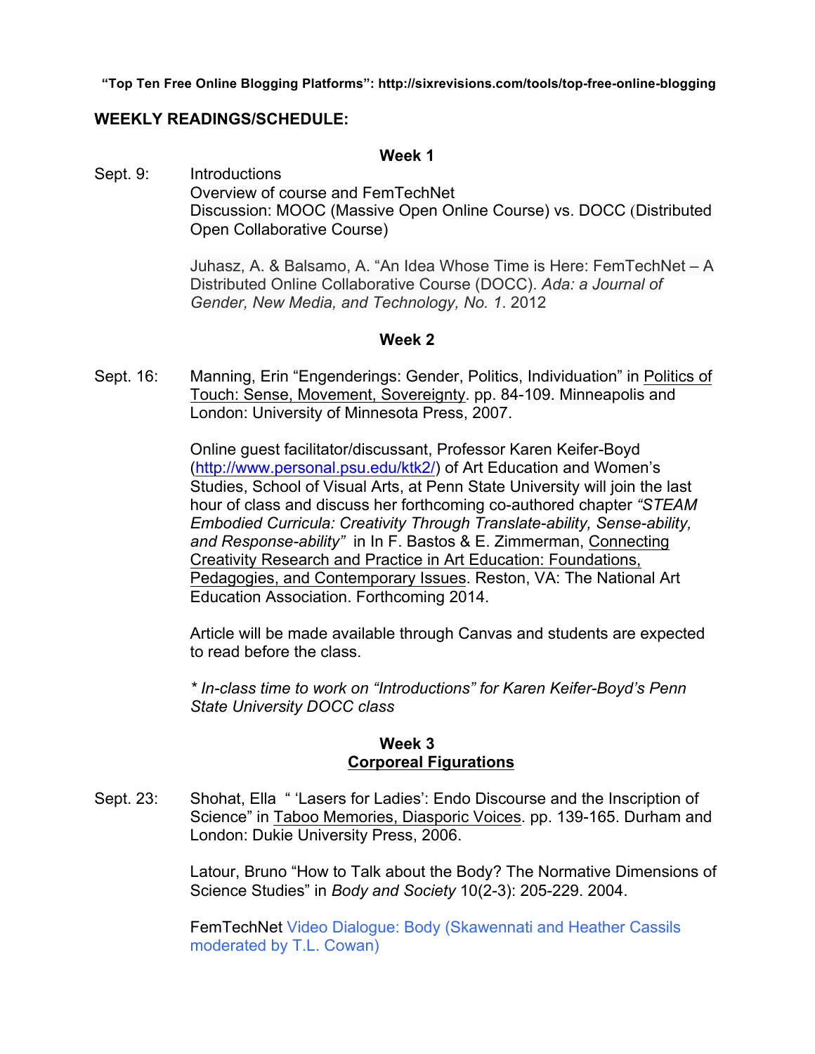**"Top Ten Free Online Blogging Platforms": http://sixrevisions.com/tools/top-free-online-blogging**

## WEEKLY READINGS/SCHEDULE:

### Week 1

Sept. 9: Introductions
Overview of course and FemTechNet
Discussion: MOOC (Massive Open Online Course) vs. DOCC (Distributed Open Collaborative Course)

Juhasz, A. & Balsamo, A. "An Idea Whose Time is Here: FemTechNet – A Distributed Online Collaborative Course (DOCC). *Ada: a Journal of Gender, New Media, and Technology, No. 1*. 2012

### Week 2

Sept. 16: Manning, Erin "Engenderings: Gender, Politics, Individuation" in Politics of Touch: Sense, Movement, Sovereignty. pp. 84-109. Minneapolis and London: University of Minnesota Press, 2007.

Online guest facilitator/discussant, Professor Karen Keifer-Boyd (http://www.personal.psu.edu/ktk2/) of Art Education and Women's Studies, School of Visual Arts, at Penn State University will join the last hour of class and discuss her forthcoming co-authored chapter *"STEAM Embodied Curricula: Creativity Through Translate-ability, Sense-ability, and Response-ability"* in In F. Bastos & E. Zimmerman, Connecting Creativity Research and Practice in Art Education: Foundations, Pedagogies, and Contemporary Issues. Reston, VA: The National Art Education Association. Forthcoming 2014.

Article will be made available through Canvas and students are expected to read before the class.

*\* In-class time to work on "Introductions" for Karen Keifer-Boyd's Penn State University DOCC class*

### Week 3
### Corporeal Figurations

Sept. 23: Shohat, Ella " 'Lasers for Ladies': Endo Discourse and the Inscription of Science" in Taboo Memories, Diasporic Voices. pp. 139-165. Durham and London: Dukie University Press, 2006.

Latour, Bruno "How to Talk about the Body? The Normative Dimensions of Science Studies" in *Body and Society* 10(2-3): 205-229. 2004.

FemTechNet Video Dialogue: Body (Skawennati and Heather Cassils moderated by T.L. Cowan)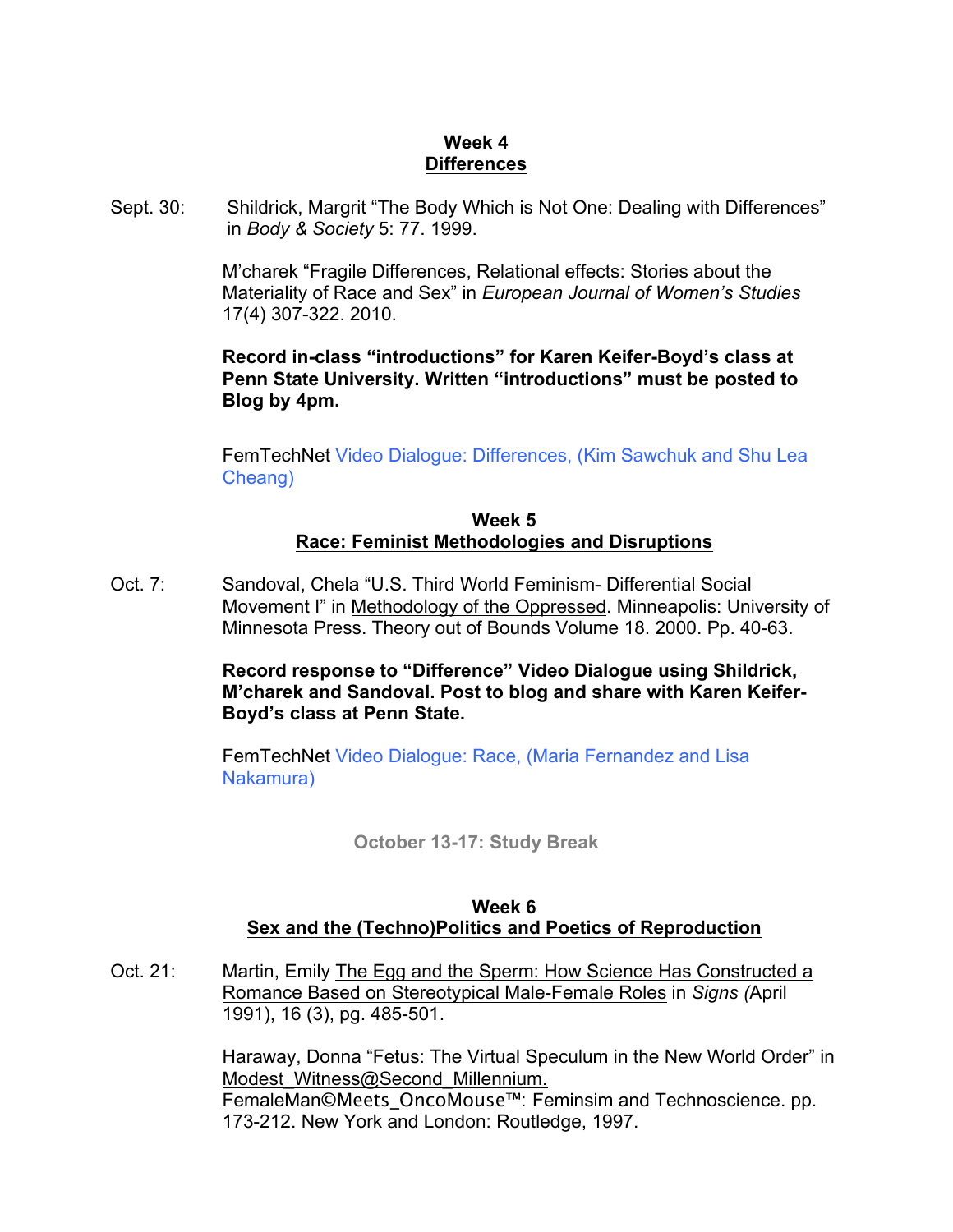**Week 4**
**Differences**

Sept. 30: Shildrick, Margrit "The Body Which is Not One: Dealing with Differences" in *Body & Society* 5: 77. 1999.

M'charek "Fragile Differences, Relational effects: Stories about the Materiality of Race and Sex" in *European Journal of Women's Studies* 17(4) 307-322. 2010.

**Record in-class "introductions" for Karen Keifer-Boyd's class at Penn State University. Written "introductions" must be posted to Blog by 4pm.**

FemTechNet Video Dialogue: Differences, (Kim Sawchuk and Shu Lea Cheang)

**Week 5**
**Race: Feminist Methodologies and Disruptions**

Oct. 7: Sandoval, Chela "U.S. Third World Feminism- Differential Social Movement I" in Methodology of the Oppressed. Minneapolis: University of Minnesota Press. Theory out of Bounds Volume 18. 2000. Pp. 40-63.

**Record response to "Difference" Video Dialogue using Shildrick, M'charek and Sandoval. Post to blog and share with Karen Keifer-Boyd's class at Penn State.**

FemTechNet Video Dialogue: Race, (Maria Fernandez and Lisa Nakamura)

**October 13-17: Study Break**

**Week 6**
**Sex and the (Techno)Politics and Poetics of Reproduction**

Oct. 21: Martin, Emily The Egg and the Sperm: How Science Has Constructed a Romance Based on Stereotypical Male-Female Roles in *Signs* (April 1991), 16 (3), pg. 485-501.

Haraway, Donna "Fetus: The Virtual Speculum in the New World Order" in Modest_Witness@Second_Millennium. FemaleMan©Meets_OncoMouse™: Feminsim and Technoscience. pp. 173-212. New York and London: Routledge, 1997.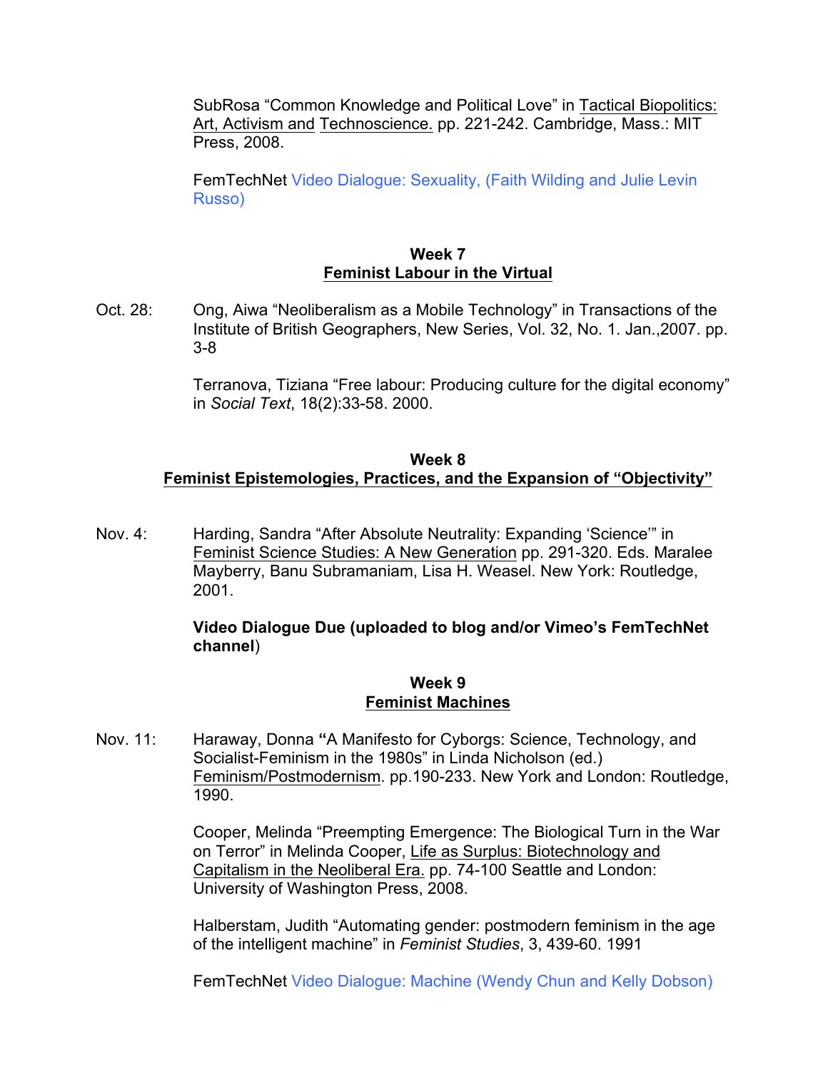SubRosa “Common Knowledge and Political Love” in Tactical Biopolitics: Art, Activism and Technoscience. pp. 221-242. Cambridge, Mass.: MIT Press, 2008.

FemTechNet Video Dialogue: Sexuality, (Faith Wilding and Julie Levin Russo)

## Week 7
## Feminist Labour in the Virtual

Oct. 28: Ong, Aiwa “Neoliberalism as a Mobile Technology” in Transactions of the Institute of British Geographers, New Series, Vol. 32, No. 1. Jan.,2007. pp. 3-8

Terranova, Tiziana “Free labour: Producing culture for the digital economy” in *Social Text*, 18(2):33-58. 2000.

## Week 8
## Feminist Epistemologies, Practices, and the Expansion of “Objectivity”

Nov. 4: Harding, Sandra “After Absolute Neutrality: Expanding ‘Science’” in Feminist Science Studies: A New Generation pp. 291-320. Eds. Maralee Mayberry, Banu Subramaniam, Lisa H. Weasel. New York: Routledge, 2001.

**Video Dialogue Due (uploaded to blog and/or Vimeo’s FemTechNet channel**)

## Week 9
## Feminist Machines

Nov. 11: Haraway, Donna **“**A Manifesto for Cyborgs: Science, Technology, and Socialist-Feminism in the 1980s” in Linda Nicholson (ed.) Feminism/Postmodernism. pp.190-233. New York and London: Routledge, 1990.

Cooper, Melinda “Preempting Emergence: The Biological Turn in the War on Terror” in Melinda Cooper, Life as Surplus: Biotechnology and Capitalism in the Neoliberal Era. pp. 74-100 Seattle and London: University of Washington Press, 2008.

Halberstam, Judith “Automating gender: postmodern feminism in the age of the intelligent machine” in *Feminist Studies*, 3, 439-60. 1991

FemTechNet Video Dialogue: Machine (Wendy Chun and Kelly Dobson)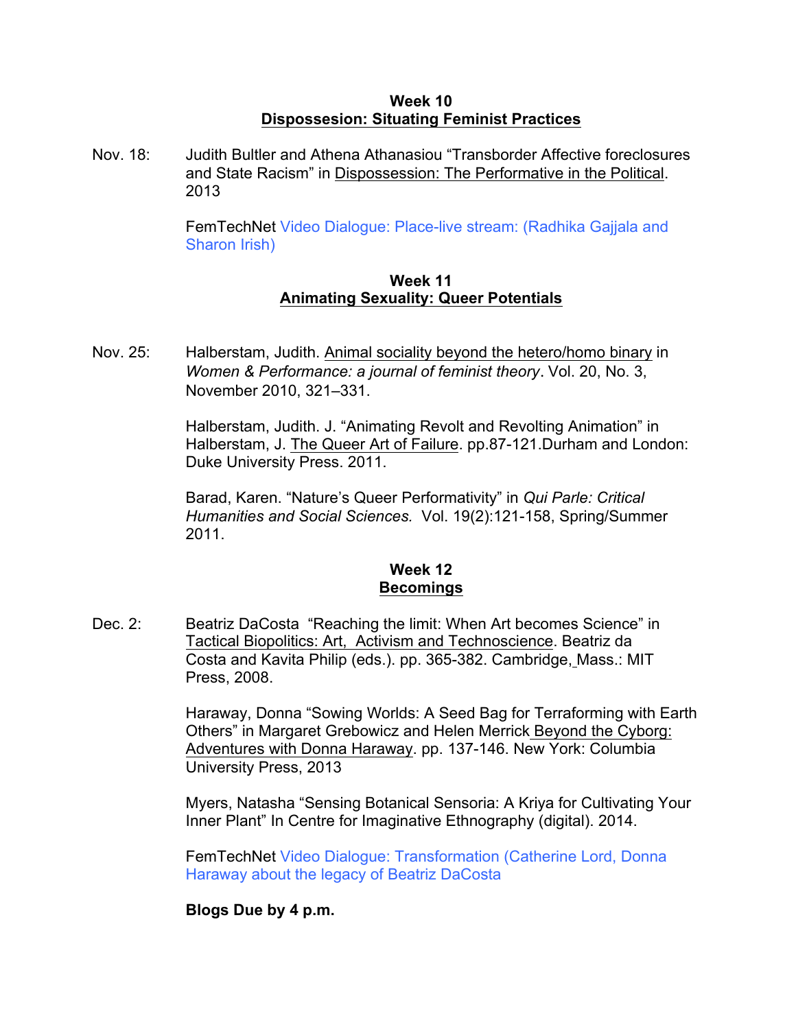## Week 10
## Dispossesion: Situating Feminist Practices

Nov. 18: Judith Bultler and Athena Athanasiou "Transborder Affective foreclosures and State Racism" in Dispossession: The Performative in the Political. 2013

FemTechNet Video Dialogue: Place-live stream: (Radhika Gajjala and Sharon Irish)

## Week 11
## Animating Sexuality: Queer Potentials

Nov. 25: Halberstam, Judith. Animal sociality beyond the hetero/homo binary in *Women & Performance: a journal of feminist theory*. Vol. 20, No. 3, November 2010, 321–331.

Halberstam, Judith. J. "Animating Revolt and Revolting Animation" in Halberstam, J. The Queer Art of Failure. pp.87-121.Durham and London: Duke University Press. 2011.

Barad, Karen. "Nature's Queer Performativity" in *Qui Parle: Critical Humanities and Social Sciences.* Vol. 19(2):121-158, Spring/Summer 2011.

## Week 12
## Becomings

Dec. 2: Beatriz DaCosta "Reaching the limit: When Art becomes Science" in Tactical Biopolitics: Art, Activism and Technoscience. Beatriz da Costa and Kavita Philip (eds.). pp. 365-382. Cambridge, Mass.: MIT Press, 2008.

Haraway, Donna "Sowing Worlds: A Seed Bag for Terraforming with Earth Others" in Margaret Grebowicz and Helen Merrick Beyond the Cyborg: Adventures with Donna Haraway. pp. 137-146. New York: Columbia University Press, 2013

Myers, Natasha "Sensing Botanical Sensoria: A Kriya for Cultivating Your Inner Plant" In Centre for Imaginative Ethnography (digital). 2014.

FemTechNet Video Dialogue: Transformation (Catherine Lord, Donna Haraway about the legacy of Beatriz DaCosta

**Blogs Due by 4 p.m.**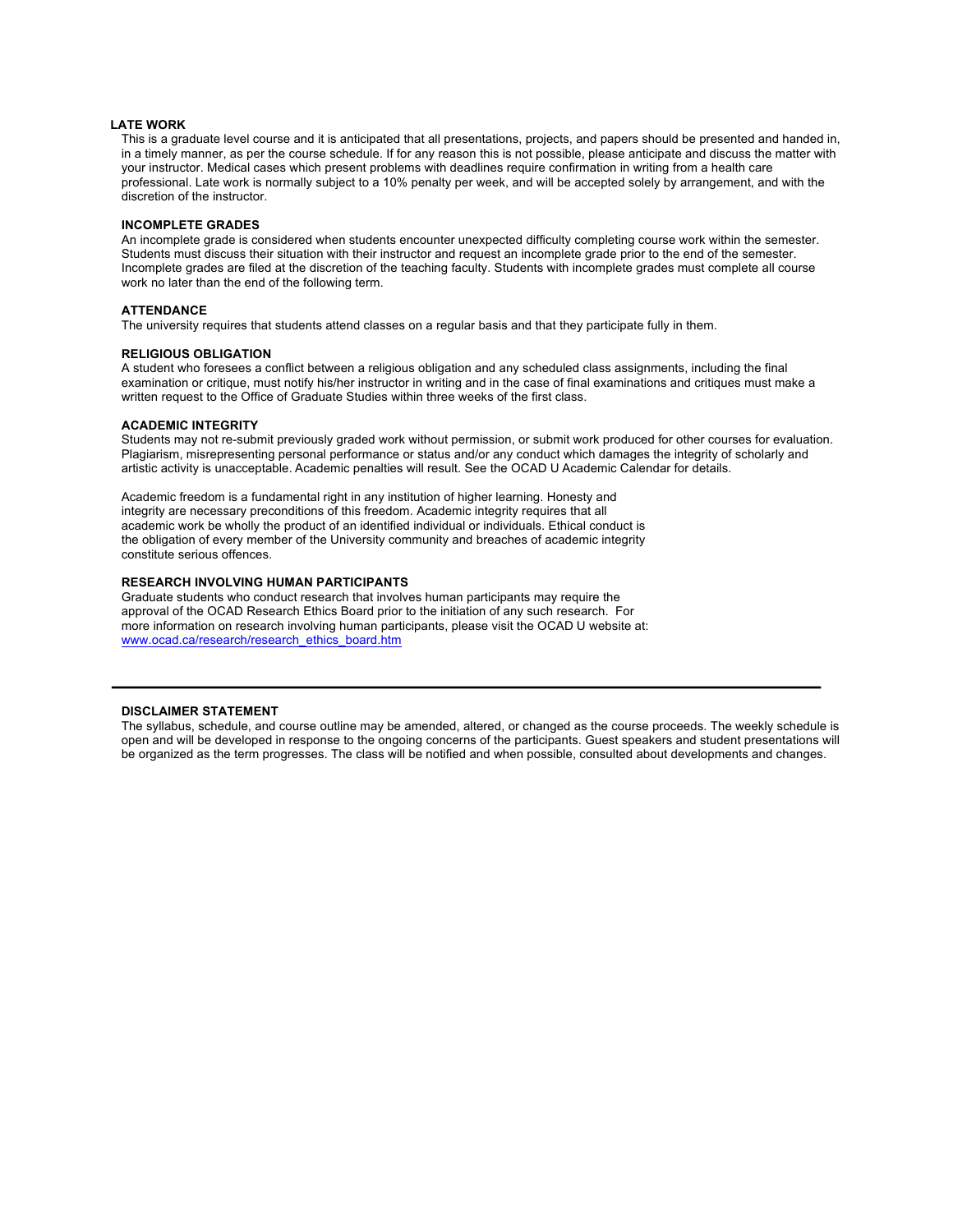### LATE WORK

This is a graduate level course and it is anticipated that all presentations, projects, and papers should be presented and handed in, in a timely manner, as per the course schedule. If for any reason this is not possible, please anticipate and discuss the matter with your instructor. Medical cases which present problems with deadlines require confirmation in writing from a health care professional. Late work is normally subject to a 10% penalty per week, and will be accepted solely by arrangement, and with the discretion of the instructor.

### INCOMPLETE GRADES

An incomplete grade is considered when students encounter unexpected difficulty completing course work within the semester. Students must discuss their situation with their instructor and request an incomplete grade prior to the end of the semester. Incomplete grades are filed at the discretion of the teaching faculty. Students with incomplete grades must complete all course work no later than the end of the following term.

### ATTENDANCE

The university requires that students attend classes on a regular basis and that they participate fully in them.

### RELIGIOUS OBLIGATION

A student who foresees a conflict between a religious obligation and any scheduled class assignments, including the final examination or critique, must notify his/her instructor in writing and in the case of final examinations and critiques must make a written request to the Office of Graduate Studies within three weeks of the first class.

### ACADEMIC INTEGRITY

Students may not re-submit previously graded work without permission, or submit work produced for other courses for evaluation. Plagiarism, misrepresenting personal performance or status and/or any conduct which damages the integrity of scholarly and artistic activity is unacceptable. Academic penalties will result. See the OCAD U Academic Calendar for details.

Academic freedom is a fundamental right in any institution of higher learning. Honesty and integrity are necessary preconditions of this freedom. Academic integrity requires that all academic work be wholly the product of an identified individual or individuals. Ethical conduct is the obligation of every member of the University community and breaches of academic integrity constitute serious offences.

### RESEARCH INVOLVING HUMAN PARTICIPANTS

Graduate students who conduct research that involves human participants may require the approval of the OCAD Research Ethics Board prior to the initiation of any such research. For more information on research involving human participants, please visit the OCAD U website at: [www.ocad.ca/research/research_ethics_board.htm](www.ocad.ca/research/research_ethics_board.htm)

---

### DISCLAIMER STATEMENT

The syllabus, schedule, and course outline may be amended, altered, or changed as the course proceeds. The weekly schedule is open and will be developed in response to the ongoing concerns of the participants. Guest speakers and student presentations will be organized as the term progresses. The class will be notified and when possible, consulted about developments and changes.